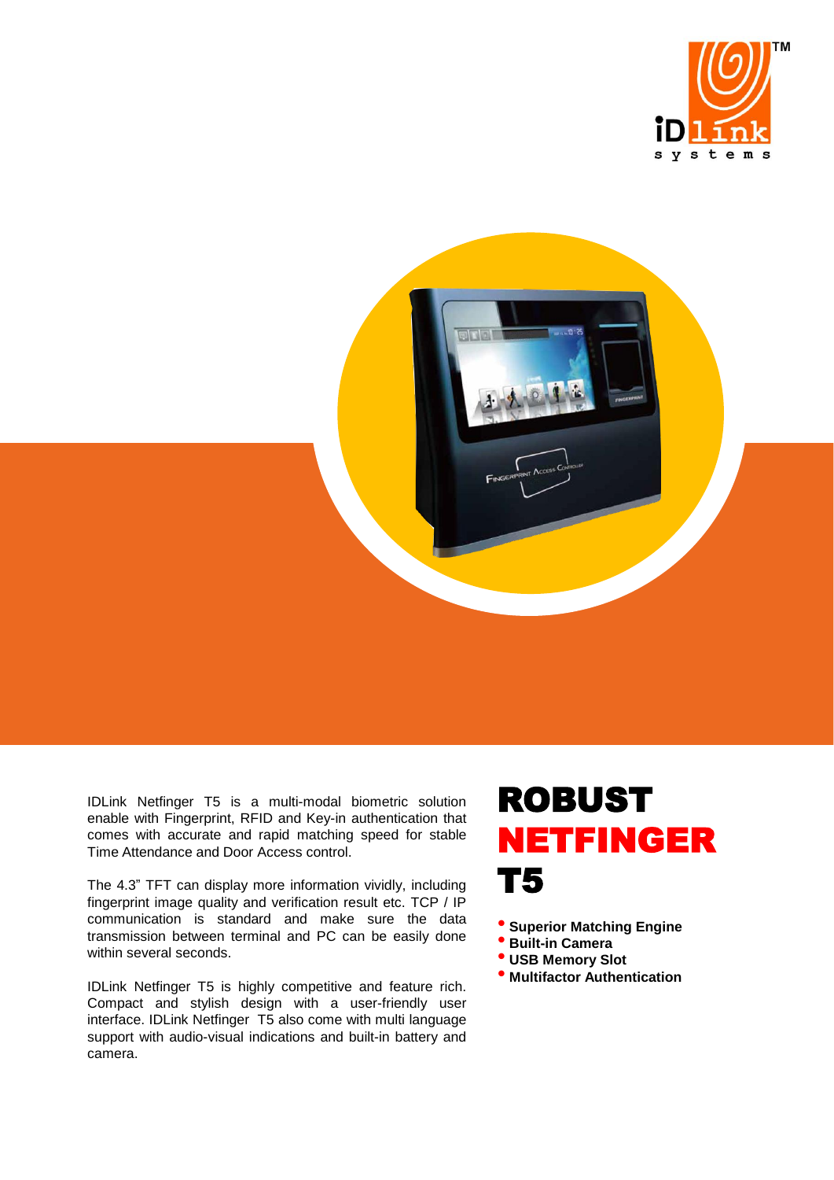# ROBUST NETFINGER T5

- Superior Matching Engine
- Built-in Camera
- USB Memory Slot
- Multifactor Authentication

IDLink Netfinger T5 is a multi-modal biometric solution enable with Fingerprint, RFID and Key-in authentication that comes with accurate and rapid matching speed for stable Time Attendance and Door Access control.

The 4.3" TFT can display more information vividly, including fingerprint image quality and verification result etc. TCP / IP communication is standard and make sure the data transmission between terminal and PC can be easily done within several seconds.

IDLink Netfinger T5 is highly competitive and feature rich. Compact and stylish design with a user-friendly user interface. IDLink Netfinger T5 also come with multi language support with audio-visual indications and built-in battery and camera.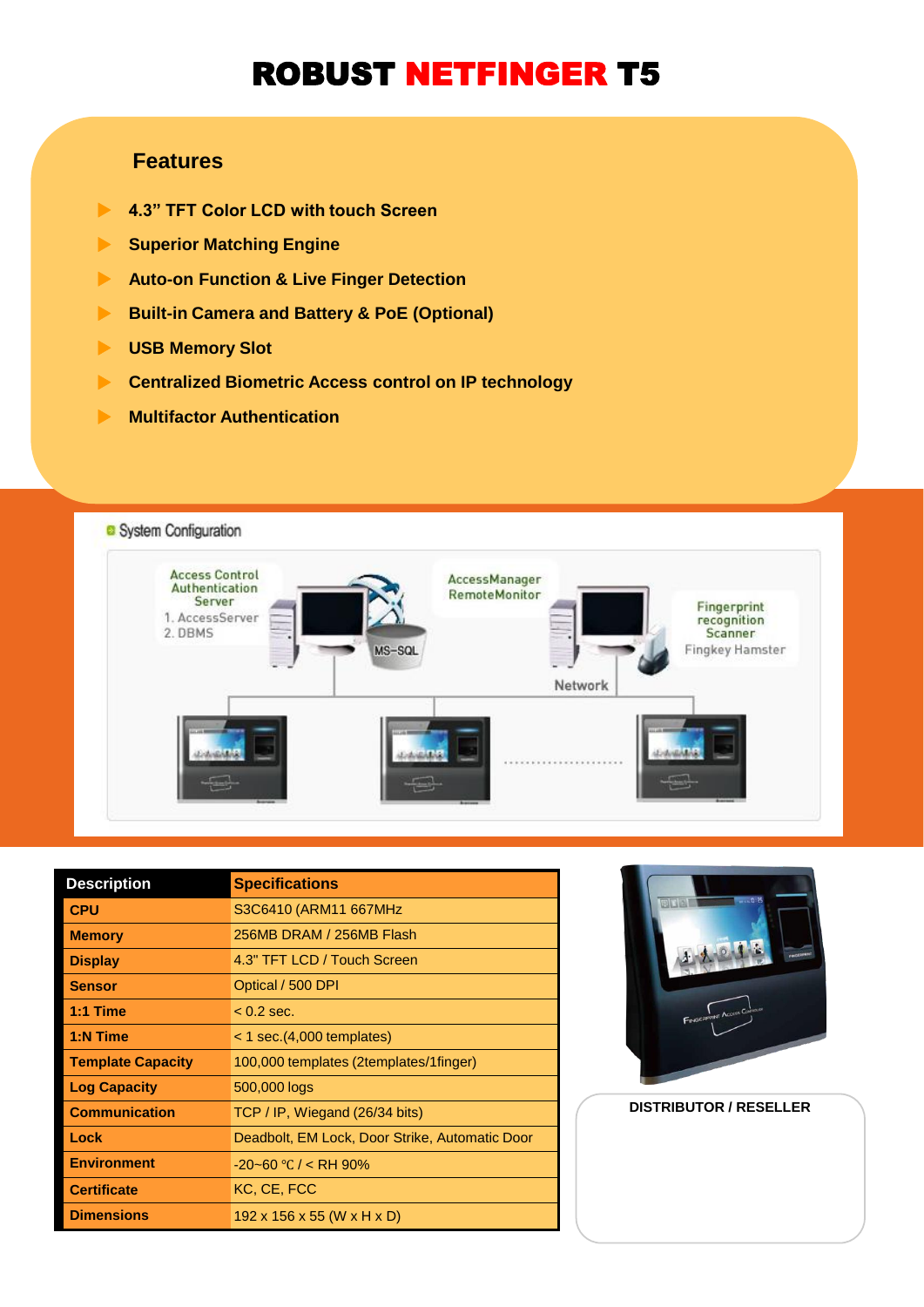# ROBUST NETFINGER T5

## Features

- 4.3" TFT Color LCD with touch Screen
- Superior Matching Engine
- Auto-on Function & Live Finger Detection
- Built-in Camera and Battery & PoE (Optional)
- USB Memory Slot
- Centralized Biometric Access control on IP technology
- Multifactor Authentication

System Configuration

Access Control Authentication Server
1. AccessServer
2. DBMS

MS-SQL

AccessManager RemoteMonitor

Fingerprint recognition Scanner
Fingkey Hamster

Network

| Description | Specifications |
|---|---|
| CPU | S3C6410 (ARM11 667MHz |
| Memory | 256MB DRAM / 256MB Flash |
| Display | 4.3" TFT LCD / Touch Screen |
| Sensor | Optical / 500 DPI |
| 1:1 Time | < 0.2 sec. |
| 1:N Time | < 1 sec.(4,000 templates) |
| Template Capacity | 100,000 templates (2templates/1finger) |
| Log Capacity | 500,000 logs |
| Communication | TCP / IP, Wiegand (26/34 bits) |
| Lock | Deadbolt, EM Lock, Door Strike, Automatic Door |
| Environment | -20~60 ℃ / < RH 90% |
| Certificate | KC, CE, FCC |
| Dimensions | 192 x 156 x 55 (W x H x D) |

**DISTRIBUTOR / RESELLER**